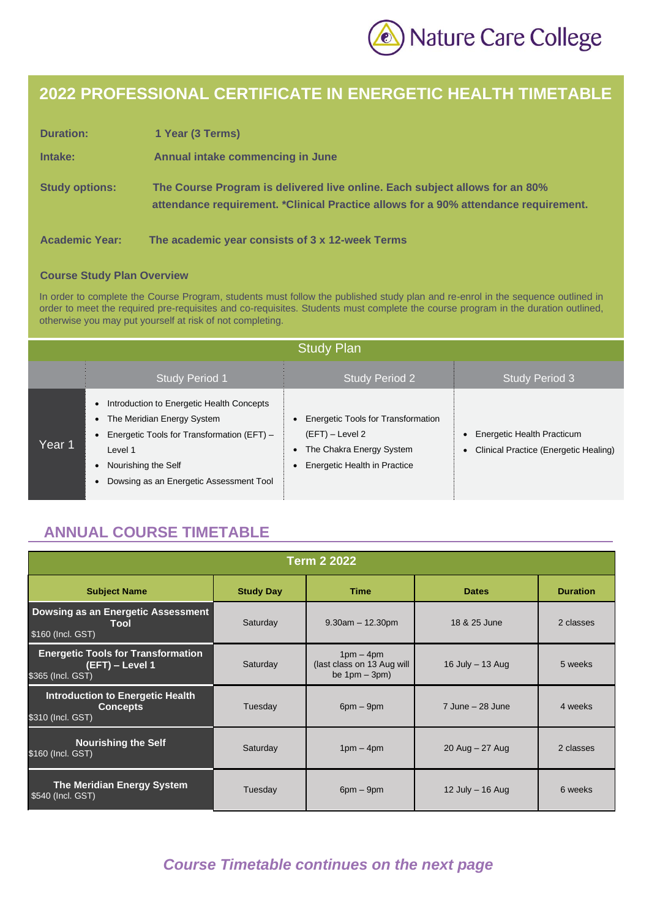Nature Care College

# 2022 PROFESSIONAL CERTIFICATE IN ENERGETIC HEALTH TIMETABLE

**Duration:** 1 Year (3 Terms)

**Intake:** Annual intake commencing in June

**Study options:** The Course Program is delivered live online. Each subject allows for an 80% attendance requirement. *Clinical Practice allows for a 90% attendance requirement.

**Academic Year:** The academic year consists of 3 x 12-week Terms

**Course Study Plan Overview**

In order to complete the Course Program, students must follow the published study plan and re-enrol in the sequence outlined in order to meet the required pre-requisites and co-requisites. Students must complete the course program in the duration outlined, otherwise you may put yourself at risk of not completing.

| Study Plan | | | |
|---|---|---|---|
| | Study Period 1 | Study Period 2 | Study Period 3 |
| Year 1 | • Introduction to Energetic Health Concepts<br>• The Meridian Energy System<br>• Energetic Tools for Transformation (EFT) – Level 1<br>• Nourishing the Self<br>• Dowsing as an Energetic Assessment Tool | • Energetic Tools for Transformation (EFT) – Level 2<br>• The Chakra Energy System<br>• Energetic Health in Practice | • Energetic Health Practicum<br>• Clinical Practice (Energetic Healing) |

## ANNUAL COURSE TIMETABLE

| Term 2 2022 | | | | |
|---|---|---|---|---|
| **Subject Name** | **Study Day** | **Time** | **Dates** | **Duration** |
| **Dowsing as an Energetic Assessment Tool**<br>$160 (Incl. GST) | Saturday | 9.30am – 12.30pm | 18 & 25 June | 2 classes |
| **Energetic Tools for Transformation (EFT) – Level 1**<br>$365 (Incl. GST) | Saturday | 1pm – 4pm (last class on 13 Aug will be 1pm – 3pm) | 16 July – 13 Aug | 5 weeks |
| **Introduction to Energetic Health Concepts**<br>$310 (Incl. GST) | Tuesday | 6pm – 9pm | 7 June – 28 June | 4 weeks |
| **Nourishing the Self**<br>$160 (Incl. GST) | Saturday | 1pm – 4pm | 20 Aug – 27 Aug | 2 classes |
| **The Meridian Energy System**<br>$540 (Incl. GST) | Tuesday | 6pm – 9pm | 12 July – 16 Aug | 6 weeks |

***Course Timetable continues on the next page***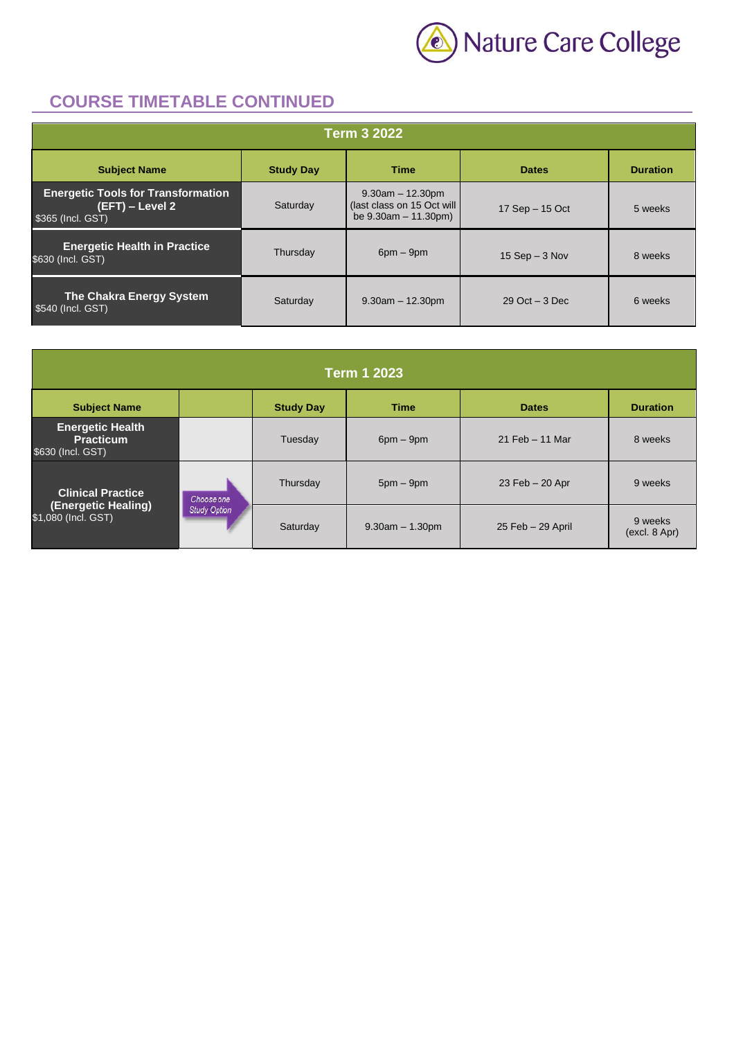## COURSE TIMETABLE CONTINUED

| Term 3 2022 | | | | |
|---|---|---|---|---|
| **Subject Name** | **Study Day** | **Time** | **Dates** | **Duration** |
| **Energetic Tools for Transformation (EFT) – Level 2** $365 (Incl. GST) | Saturday | 9.30am – 12.30pm (last class on 15 Oct will be 9.30am – 11.30pm) | 17 Sep – 15 Oct | 5 weeks |
| **Energetic Health in Practice** $630 (Incl. GST) | Thursday | 6pm – 9pm | 15 Sep – 3 Nov | 8 weeks |
| **The Chakra Energy System** $540 (Incl. GST) | Saturday | 9.30am – 12.30pm | 29 Oct – 3 Dec | 6 weeks |

| Term 1 2023 | | | | | |
|---|---|---|---|---|---|
| **Subject Name** | | **Study Day** | **Time** | **Dates** | **Duration** |
| **Energetic Health Practicum** $630 (Incl. GST) | | Tuesday | 6pm – 9pm | 21 Feb – 11 Mar | 8 weeks |
| **Clinical Practice (Energetic Healing)** $1,080 (Incl. GST) | Choose one Study Option | Thursday | 5pm – 9pm | 23 Feb – 20 Apr | 9 weeks |
| | | Saturday | 9.30am – 1.30pm | 25 Feb – 29 April | 9 weeks (excl. 8 Apr) |